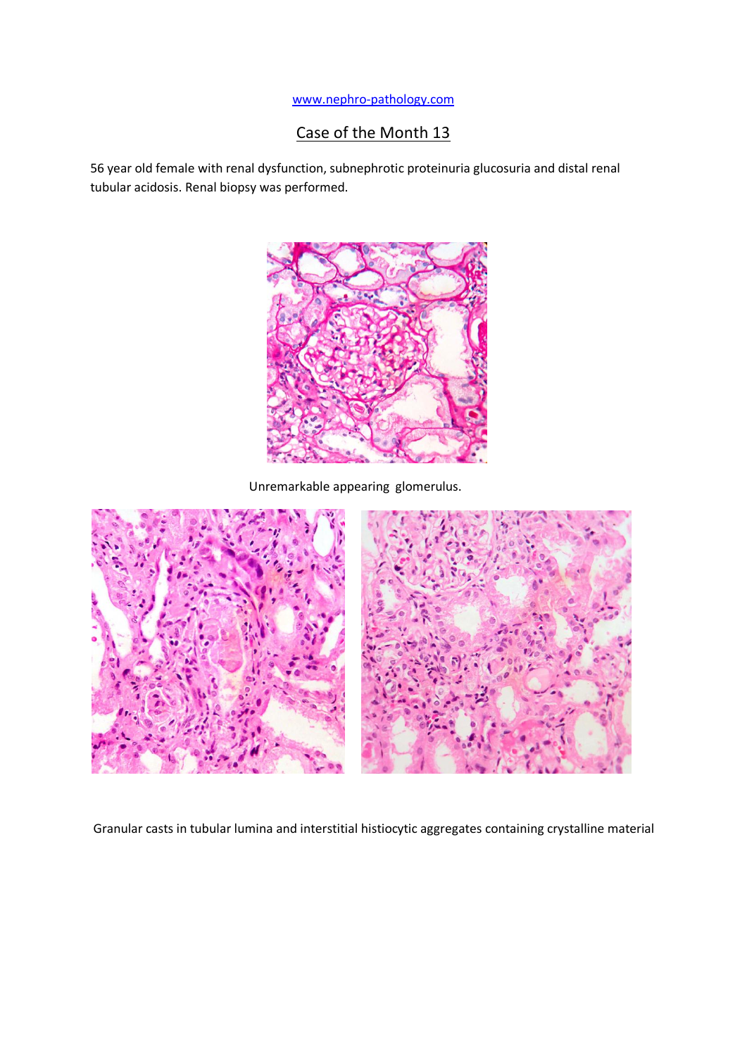www.nephro-pathology.com

# Case of the Month 13

56 year old female with renal dysfunction, subnephrotic proteinuria glucosuria and distal renal tubular acidosis. Renal biopsy was performed.

Unremarkable appearing glomerulus.

Granular casts in tubular lumina and interstitial histiocytic aggregates containing crystalline material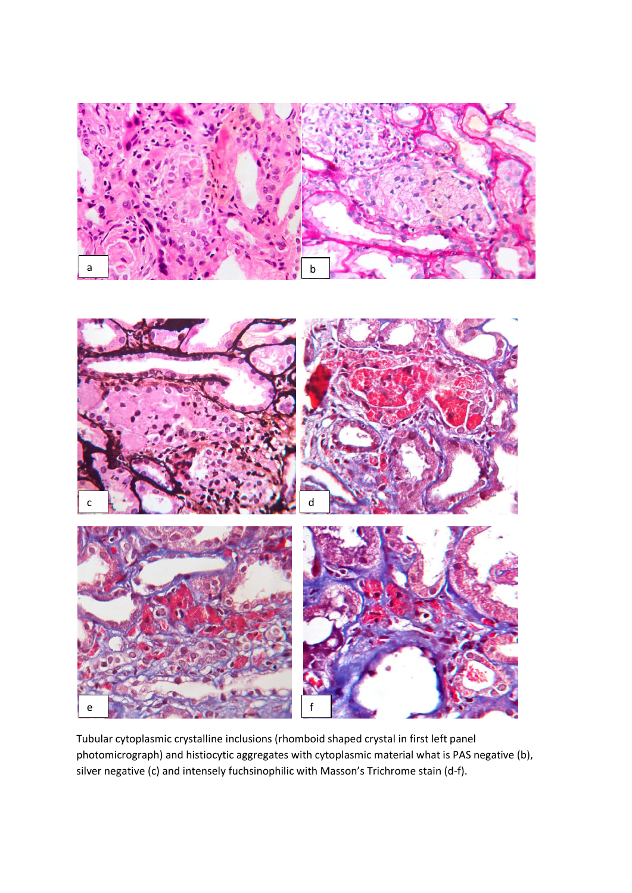Tubular cytoplasmic crystalline inclusions (rhomboid shaped crystal in first left panel photomicrograph) and histiocytic aggregates with cytoplasmic material what is PAS negative (b), silver negative (c) and intensely fuchsinophilic with Masson's Trichrome stain (d-f).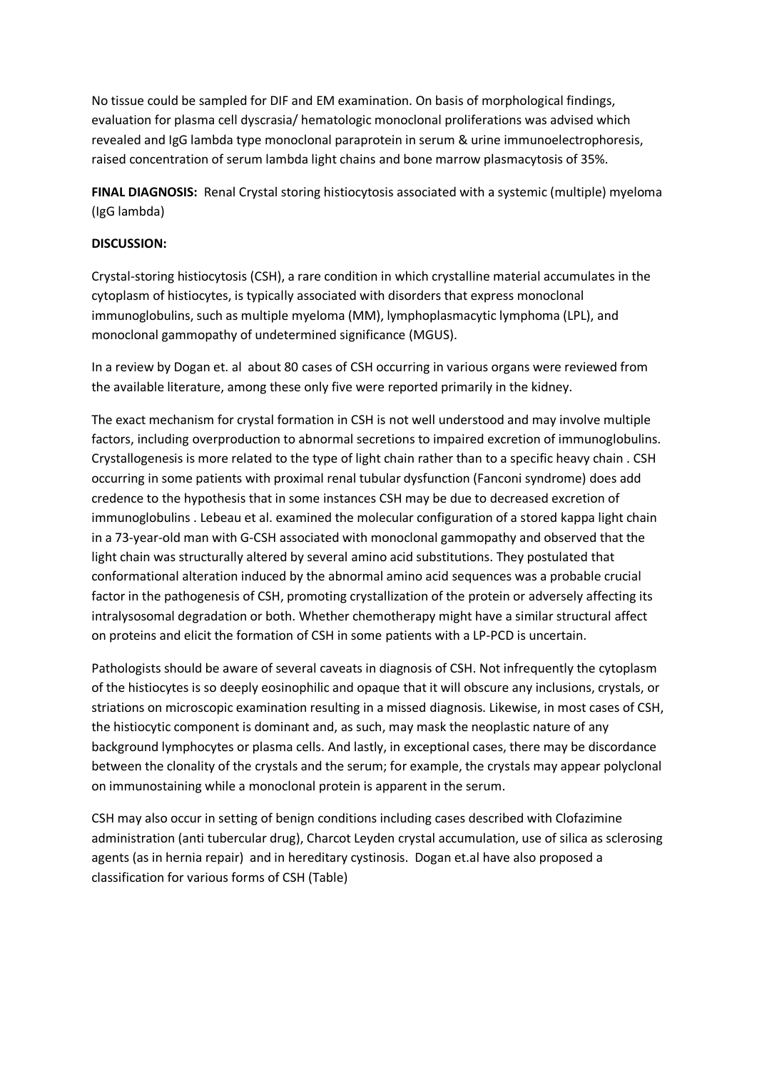No tissue could be sampled for DIF and EM examination. On basis of morphological findings, evaluation for plasma cell dyscrasia/ hematologic monoclonal proliferations was advised which revealed and IgG lambda type monoclonal paraprotein in serum & urine immunoelectrophoresis, raised concentration of serum lambda light chains and bone marrow plasmacytosis of 35%.

**FINAL DIAGNOSIS:** Renal Crystal storing histiocytosis associated with a systemic (multiple) myeloma (IgG lambda)

**DISCUSSION:**

Crystal-storing histiocytosis (CSH), a rare condition in which crystalline material accumulates in the cytoplasm of histiocytes, is typically associated with disorders that express monoclonal immunoglobulins, such as multiple myeloma (MM), lymphoplasmacytic lymphoma (LPL), and monoclonal gammopathy of undetermined significance (MGUS).

In a review by Dogan et. al about 80 cases of CSH occurring in various organs were reviewed from the available literature, among these only five were reported primarily in the kidney.

The exact mechanism for crystal formation in CSH is not well understood and may involve multiple factors, including overproduction to abnormal secretions to impaired excretion of immunoglobulins. Crystallogenesis is more related to the type of light chain rather than to a specific heavy chain . CSH occurring in some patients with proximal renal tubular dysfunction (Fanconi syndrome) does add credence to the hypothesis that in some instances CSH may be due to decreased excretion of immunoglobulins . Lebeau et al. examined the molecular configuration of a stored kappa light chain in a 73-year-old man with G-CSH associated with monoclonal gammopathy and observed that the light chain was structurally altered by several amino acid substitutions. They postulated that conformational alteration induced by the abnormal amino acid sequences was a probable crucial factor in the pathogenesis of CSH, promoting crystallization of the protein or adversely affecting its intralysosomal degradation or both. Whether chemotherapy might have a similar structural affect on proteins and elicit the formation of CSH in some patients with a LP-PCD is uncertain.

Pathologists should be aware of several caveats in diagnosis of CSH. Not infrequently the cytoplasm of the histiocytes is so deeply eosinophilic and opaque that it will obscure any inclusions, crystals, or striations on microscopic examination resulting in a missed diagnosis. Likewise, in most cases of CSH, the histiocytic component is dominant and, as such, may mask the neoplastic nature of any background lymphocytes or plasma cells. And lastly, in exceptional cases, there may be discordance between the clonality of the crystals and the serum; for example, the crystals may appear polyclonal on immunostaining while a monoclonal protein is apparent in the serum.

CSH may also occur in setting of benign conditions including cases described with Clofazimine administration (anti tubercular drug), Charcot Leyden crystal accumulation, use of silica as sclerosing agents (as in hernia repair) and in hereditary cystinosis. Dogan et.al have also proposed a classification for various forms of CSH (Table)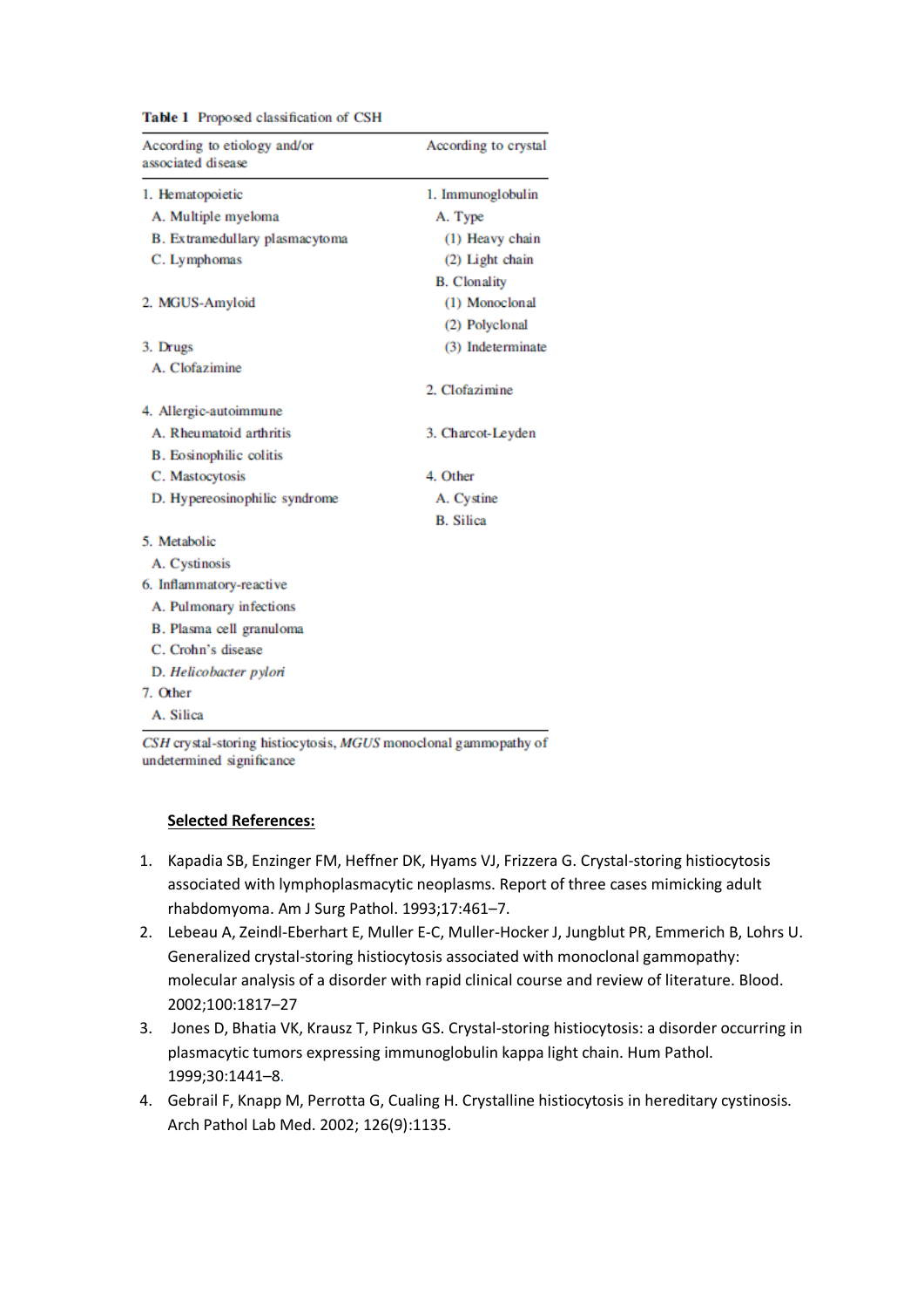**Table 1** Proposed classification of CSH

| According to etiology and/or associated disease | According to crystal |
|---|---|
| 1. Hematopoietic | 1. Immunoglobulin |
| A. Multiple myeloma | A. Type |
| B. Extramedullary plasmacytoma | (1) Heavy chain |
| C. Lymphomas | (2) Light chain |
| | B. Clonality |
| 2. MGUS-Amyloid | (1) Monoclonal |
| | (2) Polyclonal |
| 3. Drugs | (3) Indeterminate |
| A. Clofazimine | |
| | 2. Clofazimine |
| 4. Allergic-autoimmune | |
| A. Rheumatoid arthritis | 3. Charcot-Leyden |
| B. Eosinophilic colitis | |
| C. Mastocytosis | 4. Other |
| D. Hypereosinophilic syndrome | A. Cystine |
| | B. Silica |
| 5. Metabolic | |
| A. Cystinosis | |
| 6. Inflammatory-reactive | |
| A. Pulmonary infections | |
| B. Plasma cell granuloma | |
| C. Crohn's disease | |
| D. *Helicobacter pylori* | |
| 7. Other | |
| A. Silica | |

*CSH* crystal-storing histiocytosis, *MGUS* monoclonal gammopathy of undetermined significance

**Selected References:**

1. Kapadia SB, Enzinger FM, Heffner DK, Hyams VJ, Frizzera G. Crystal-storing histiocytosis associated with lymphoplasmacytic neoplasms. Report of three cases mimicking adult rhabdomyoma. Am J Surg Pathol. 1993;17:461–7.
2. Lebeau A, Zeindl-Eberhart E, Muller E-C, Muller-Hocker J, Jungblut PR, Emmerich B, Lohrs U. Generalized crystal-storing histiocytosis associated with monoclonal gammopathy: molecular analysis of a disorder with rapid clinical course and review of literature. Blood. 2002;100:1817–27
3. Jones D, Bhatia VK, Krausz T, Pinkus GS. Crystal-storing histiocytosis: a disorder occurring in plasmacytic tumors expressing immunoglobulin kappa light chain. Hum Pathol. 1999;30:1441–8.
4. Gebrail F, Knapp M, Perrotta G, Cualing H. Crystalline histiocytosis in hereditary cystinosis. Arch Pathol Lab Med. 2002; 126(9):1135.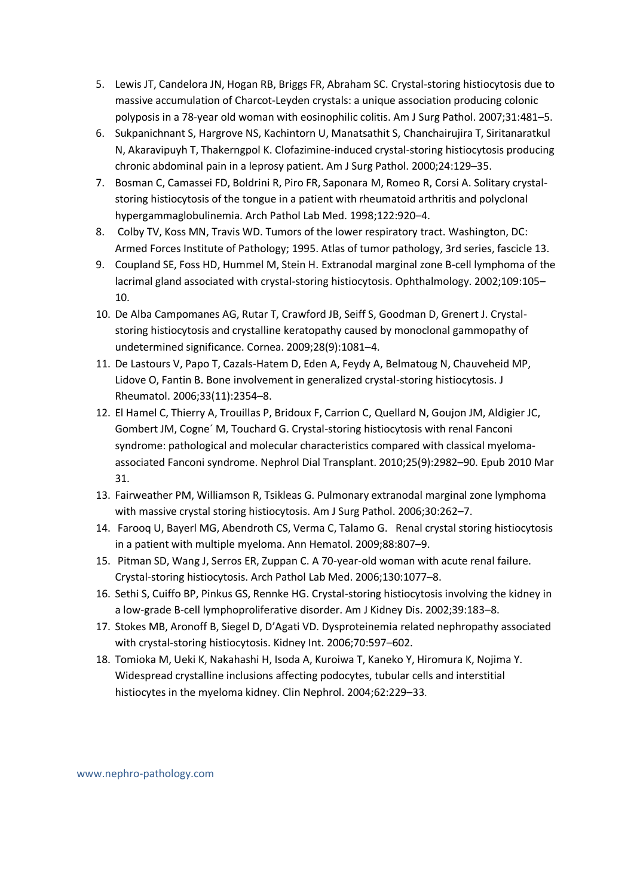5. Lewis JT, Candelora JN, Hogan RB, Briggs FR, Abraham SC. Crystal-storing histiocytosis due to massive accumulation of Charcot-Leyden crystals: a unique association producing colonic polyposis in a 78-year old woman with eosinophilic colitis. Am J Surg Pathol. 2007;31:481–5.
6. Sukpanichnant S, Hargrove NS, Kachintorn U, Manatsathit S, Chanchairujira T, Siritanaratkul N, Akaravipuyh T, Thakerngpol K. Clofazimine-induced crystal-storing histiocytosis producing chronic abdominal pain in a leprosy patient. Am J Surg Pathol. 2000;24:129–35.
7. Bosman C, Camassei FD, Boldrini R, Piro FR, Saponara M, Romeo R, Corsi A. Solitary crystal-storing histiocytosis of the tongue in a patient with rheumatoid arthritis and polyclonal hypergammaglobulinemia. Arch Pathol Lab Med. 1998;122:920–4.
8. Colby TV, Koss MN, Travis WD. Tumors of the lower respiratory tract. Washington, DC: Armed Forces Institute of Pathology; 1995. Atlas of tumor pathology, 3rd series, fascicle 13.
9. Coupland SE, Foss HD, Hummel M, Stein H. Extranodal marginal zone B-cell lymphoma of the lacrimal gland associated with crystal-storing histiocytosis. Ophthalmology. 2002;109:105–10.
10. De Alba Campomanes AG, Rutar T, Crawford JB, Seiff S, Goodman D, Grenert J. Crystal-storing histiocytosis and crystalline keratopathy caused by monoclonal gammopathy of undetermined significance. Cornea. 2009;28(9):1081–4.
11. De Lastours V, Papo T, Cazals-Hatem D, Eden A, Feydy A, Belmatoug N, Chauveheid MP, Lidove O, Fantin B. Bone involvement in generalized crystal-storing histiocytosis. J Rheumatol. 2006;33(11):2354–8.
12. El Hamel C, Thierry A, Trouillas P, Bridoux F, Carrion C, Quellard N, Goujon JM, Aldigier JC, Gombert JM, Cogne´ M, Touchard G. Crystal-storing histiocytosis with renal Fanconi syndrome: pathological and molecular characteristics compared with classical myeloma-associated Fanconi syndrome. Nephrol Dial Transplant. 2010;25(9):2982–90. Epub 2010 Mar 31.
13. Fairweather PM, Williamson R, Tsikleas G. Pulmonary extranodal marginal zone lymphoma with massive crystal storing histiocytosis. Am J Surg Pathol. 2006;30:262–7.
14. Farooq U, Bayerl MG, Abendroth CS, Verma C, Talamo G. Renal crystal storing histiocytosis in a patient with multiple myeloma. Ann Hematol. 2009;88:807–9.
15. Pitman SD, Wang J, Serros ER, Zuppan C. A 70-year-old woman with acute renal failure. Crystal-storing histiocytosis. Arch Pathol Lab Med. 2006;130:1077–8.
16. Sethi S, Cuiffo BP, Pinkus GS, Rennke HG. Crystal-storing histiocytosis involving the kidney in a low-grade B-cell lymphoproliferative disorder. Am J Kidney Dis. 2002;39:183–8.
17. Stokes MB, Aronoff B, Siegel D, D'Agati VD. Dysproteinemia related nephropathy associated with crystal-storing histiocytosis. Kidney Int. 2006;70:597–602.
18. Tomioka M, Ueki K, Nakahashi H, Isoda A, Kuroiwa T, Kaneko Y, Hiromura K, Nojima Y. Widespread crystalline inclusions affecting podocytes, tubular cells and interstitial histiocytes in the myeloma kidney. Clin Nephrol. 2004;62:229–33.